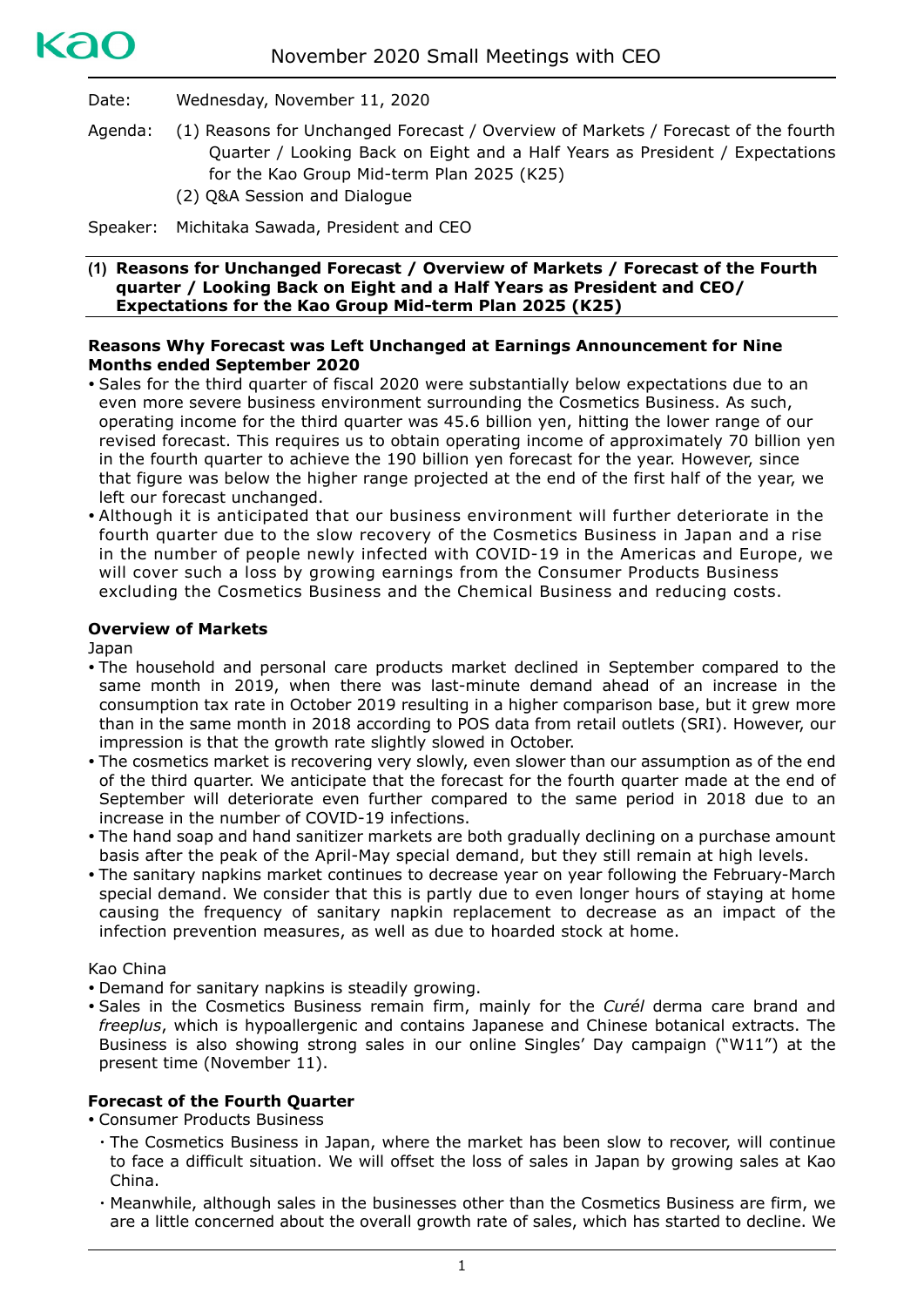# November 2020 Small Meetings with CEO

Date: Wednesday, November 11, 2020

Agenda: (1) Reasons for Unchanged Forecast / Overview of Markets / Forecast of the fourth Quarter / Looking Back on Eight and a Half Years as President / Expectations for the Kao Group Mid-term Plan 2025 (K25)
(2) Q&A Session and Dialogue

Speaker: Michitaka Sawada, President and CEO

## (1) Reasons for Unchanged Forecast / Overview of Markets / Forecast of the Fourth quarter / Looking Back on Eight and a Half Years as President and CEO/ Expectations for the Kao Group Mid-term Plan 2025 (K25)

**Reasons Why Forecast was Left Unchanged at Earnings Announcement for Nine Months ended September 2020**

- Sales for the third quarter of fiscal 2020 were substantially below expectations due to an even more severe business environment surrounding the Cosmetics Business. As such, operating income for the third quarter was 45.6 billion yen, hitting the lower range of our revised forecast. This requires us to obtain operating income of approximately 70 billion yen in the fourth quarter to achieve the 190 billion yen forecast for the year. However, since that figure was below the higher range projected at the end of the first half of the year, we left our forecast unchanged.
- Although it is anticipated that our business environment will further deteriorate in the fourth quarter due to the slow recovery of the Cosmetics Business in Japan and a rise in the number of people newly infected with COVID-19 in the Americas and Europe, we will cover such a loss by growing earnings from the Consumer Products Business excluding the Cosmetics Business and the Chemical Business and reducing costs.

**Overview of Markets**

Japan

- The household and personal care products market declined in September compared to the same month in 2019, when there was last-minute demand ahead of an increase in the consumption tax rate in October 2019 resulting in a higher comparison base, but it grew more than in the same month in 2018 according to POS data from retail outlets (SRI). However, our impression is that the growth rate slightly slowed in October.
- The cosmetics market is recovering very slowly, even slower than our assumption as of the end of the third quarter. We anticipate that the forecast for the fourth quarter made at the end of September will deteriorate even further compared to the same period in 2018 due to an increase in the number of COVID-19 infections.
- The hand soap and hand sanitizer markets are both gradually declining on a purchase amount basis after the peak of the April-May special demand, but they still remain at high levels.
- The sanitary napkins market continues to decrease year on year following the February-March special demand. We consider that this is partly due to even longer hours of staying at home causing the frequency of sanitary napkin replacement to decrease as an impact of the infection prevention measures, as well as due to hoarded stock at home.

Kao China

- Demand for sanitary napkins is steadily growing.
- Sales in the Cosmetics Business remain firm, mainly for the *Curél* derma care brand and *freeplus*, which is hypoallergenic and contains Japanese and Chinese botanical extracts. The Business is also showing strong sales in our online Singles' Day campaign ("W11") at the present time (November 11).

**Forecast of the Fourth Quarter**

- Consumer Products Business
  - The Cosmetics Business in Japan, where the market has been slow to recover, will continue to face a difficult situation. We will offset the loss of sales in Japan by growing sales at Kao China.
  - Meanwhile, although sales in the businesses other than the Cosmetics Business are firm, we are a little concerned about the overall growth rate of sales, which has started to decline. We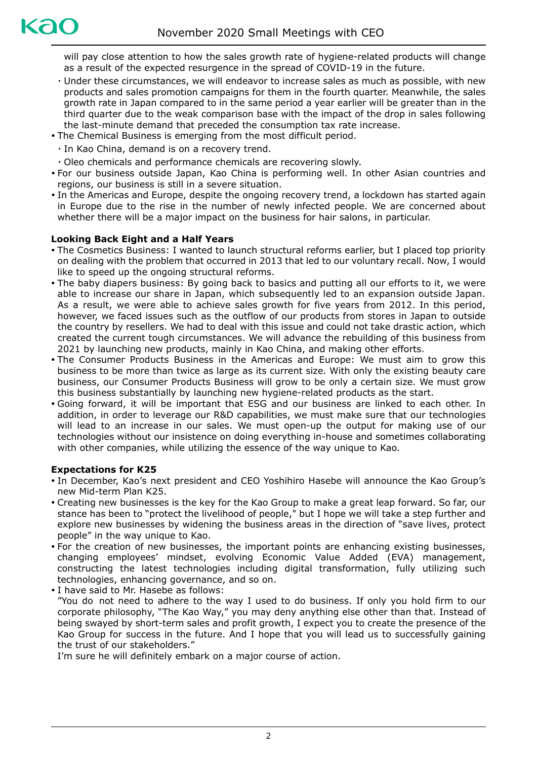will pay close attention to how the sales growth rate of hygiene-related products will change as a result of the expected resurgence in the spread of COVID-19 in the future.

- Under these circumstances, we will endeavor to increase sales as much as possible, with new products and sales promotion campaigns for them in the fourth quarter. Meanwhile, the sales growth rate in Japan compared to in the same period a year earlier will be greater than in the third quarter due to the weak comparison base with the impact of the drop in sales following the last-minute demand that preceded the consumption tax rate increase.

- The Chemical Business is emerging from the most difficult period.
  - In Kao China, demand is on a recovery trend.
  - Oleo chemicals and performance chemicals are recovering slowly.
- For our business outside Japan, Kao China is performing well. In other Asian countries and regions, our business is still in a severe situation.
- In the Americas and Europe, despite the ongoing recovery trend, a lockdown has started again in Europe due to the rise in the number of newly infected people. We are concerned about whether there will be a major impact on the business for hair salons, in particular.

**Looking Back Eight and a Half Years**

- The Cosmetics Business: I wanted to launch structural reforms earlier, but I placed top priority on dealing with the problem that occurred in 2013 that led to our voluntary recall. Now, I would like to speed up the ongoing structural reforms.
- The baby diapers business: By going back to basics and putting all our efforts to it, we were able to increase our share in Japan, which subsequently led to an expansion outside Japan. As a result, we were able to achieve sales growth for five years from 2012. In this period, however, we faced issues such as the outflow of our products from stores in Japan to outside the country by resellers. We had to deal with this issue and could not take drastic action, which created the current tough circumstances. We will advance the rebuilding of this business from 2021 by launching new products, mainly in Kao China, and making other efforts.
- The Consumer Products Business in the Americas and Europe: We must aim to grow this business to be more than twice as large as its current size. With only the existing beauty care business, our Consumer Products Business will grow to be only a certain size. We must grow this business substantially by launching new hygiene-related products as the start.
- Going forward, it will be important that ESG and our business are linked to each other. In addition, in order to leverage our R&D capabilities, we must make sure that our technologies will lead to an increase in our sales. We must open-up the output for making use of our technologies without our insistence on doing everything in-house and sometimes collaborating with other companies, while utilizing the essence of the way unique to Kao.

**Expectations for K25**

- In December, Kao's next president and CEO Yoshihiro Hasebe will announce the Kao Group's new Mid-term Plan K25.
- Creating new businesses is the key for the Kao Group to make a great leap forward. So far, our stance has been to "protect the livelihood of people," but I hope we will take a step further and explore new businesses by widening the business areas in the direction of "save lives, protect people" in the way unique to Kao.
- For the creation of new businesses, the important points are enhancing existing businesses, changing employees' mindset, evolving Economic Value Added (EVA) management, constructing the latest technologies including digital transformation, fully utilizing such technologies, enhancing governance, and so on.
- I have said to Mr. Hasebe as follows:
  "You do not need to adhere to the way I used to do business. If only you hold firm to our corporate philosophy, "The Kao Way," you may deny anything else other than that. Instead of being swayed by short-term sales and profit growth, I expect you to create the presence of the Kao Group for success in the future. And I hope that you will lead us to successfully gaining the trust of our stakeholders."
  I'm sure he will definitely embark on a major course of action.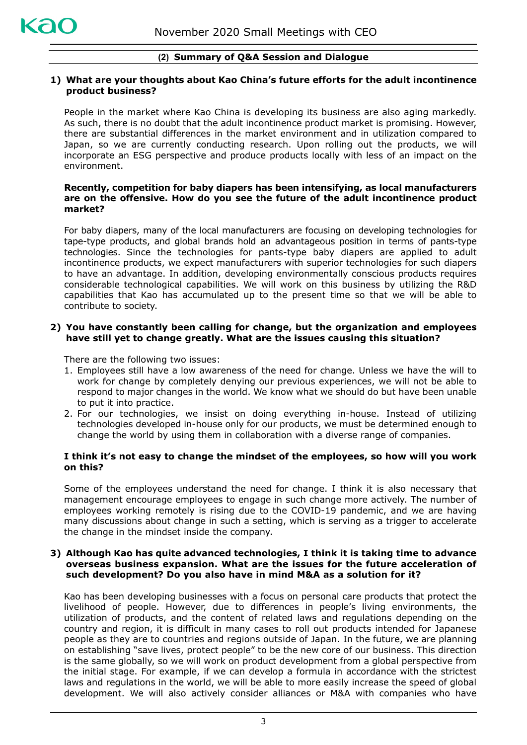## (2) Summary of Q&A Session and Dialogue

**1) What are your thoughts about Kao China's future efforts for the adult incontinence product business?**

People in the market where Kao China is developing its business are also aging markedly. As such, there is no doubt that the adult incontinence product market is promising. However, there are substantial differences in the market environment and in utilization compared to Japan, so we are currently conducting research. Upon rolling out the products, we will incorporate an ESG perspective and produce products locally with less of an impact on the environment.

**Recently, competition for baby diapers has been intensifying, as local manufacturers are on the offensive. How do you see the future of the adult incontinence product market?**

For baby diapers, many of the local manufacturers are focusing on developing technologies for tape-type products, and global brands hold an advantageous position in terms of pants-type technologies. Since the technologies for pants-type baby diapers are applied to adult incontinence products, we expect manufacturers with superior technologies for such diapers to have an advantage. In addition, developing environmentally conscious products requires considerable technological capabilities. We will work on this business by utilizing the R&D capabilities that Kao has accumulated up to the present time so that we will be able to contribute to society.

**2) You have constantly been calling for change, but the organization and employees have still yet to change greatly. What are the issues causing this situation?**

There are the following two issues:

1. Employees still have a low awareness of the need for change. Unless we have the will to work for change by completely denying our previous experiences, we will not be able to respond to major changes in the world. We know what we should do but have been unable to put it into practice.
2. For our technologies, we insist on doing everything in-house. Instead of utilizing technologies developed in-house only for our products, we must be determined enough to change the world by using them in collaboration with a diverse range of companies.

**I think it's not easy to change the mindset of the employees, so how will you work on this?**

Some of the employees understand the need for change. I think it is also necessary that management encourage employees to engage in such change more actively. The number of employees working remotely is rising due to the COVID-19 pandemic, and we are having many discussions about change in such a setting, which is serving as a trigger to accelerate the change in the mindset inside the company.

**3) Although Kao has quite advanced technologies, I think it is taking time to advance overseas business expansion. What are the issues for the future acceleration of such development? Do you also have in mind M&A as a solution for it?**

Kao has been developing businesses with a focus on personal care products that protect the livelihood of people. However, due to differences in people's living environments, the utilization of products, and the content of related laws and regulations depending on the country and region, it is difficult in many cases to roll out products intended for Japanese people as they are to countries and regions outside of Japan. In the future, we are planning on establishing "save lives, protect people" to be the new core of our business. This direction is the same globally, so we will work on product development from a global perspective from the initial stage. For example, if we can develop a formula in accordance with the strictest laws and regulations in the world, we will be able to more easily increase the speed of global development. We will also actively consider alliances or M&A with companies who have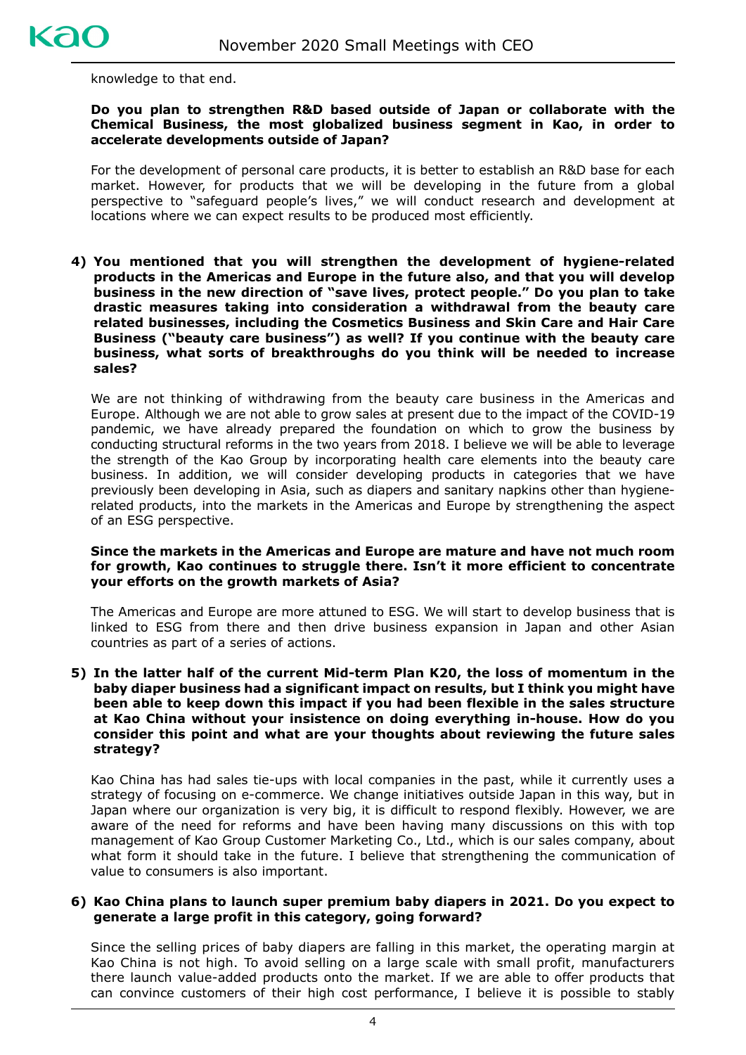knowledge to that end.

**Do you plan to strengthen R&D based outside of Japan or collaborate with the Chemical Business, the most globalized business segment in Kao, in order to accelerate developments outside of Japan?**

For the development of personal care products, it is better to establish an R&D base for each market. However, for products that we will be developing in the future from a global perspective to "safeguard people's lives," we will conduct research and development at locations where we can expect results to be produced most efficiently.

**4) You mentioned that you will strengthen the development of hygiene-related products in the Americas and Europe in the future also, and that you will develop business in the new direction of "save lives, protect people." Do you plan to take drastic measures taking into consideration a withdrawal from the beauty care related businesses, including the Cosmetics Business and Skin Care and Hair Care Business ("beauty care business") as well? If you continue with the beauty care business, what sorts of breakthroughs do you think will be needed to increase sales?**

We are not thinking of withdrawing from the beauty care business in the Americas and Europe. Although we are not able to grow sales at present due to the impact of the COVID-19 pandemic, we have already prepared the foundation on which to grow the business by conducting structural reforms in the two years from 2018. I believe we will be able to leverage the strength of the Kao Group by incorporating health care elements into the beauty care business. In addition, we will consider developing products in categories that we have previously been developing in Asia, such as diapers and sanitary napkins other than hygiene-related products, into the markets in the Americas and Europe by strengthening the aspect of an ESG perspective.

**Since the markets in the Americas and Europe are mature and have not much room for growth, Kao continues to struggle there. Isn't it more efficient to concentrate your efforts on the growth markets of Asia?**

The Americas and Europe are more attuned to ESG. We will start to develop business that is linked to ESG from there and then drive business expansion in Japan and other Asian countries as part of a series of actions.

**5) In the latter half of the current Mid-term Plan K20, the loss of momentum in the baby diaper business had a significant impact on results, but I think you might have been able to keep down this impact if you had been flexible in the sales structure at Kao China without your insistence on doing everything in-house. How do you consider this point and what are your thoughts about reviewing the future sales strategy?**

Kao China has had sales tie-ups with local companies in the past, while it currently uses a strategy of focusing on e-commerce. We change initiatives outside Japan in this way, but in Japan where our organization is very big, it is difficult to respond flexibly. However, we are aware of the need for reforms and have been having many discussions on this with top management of Kao Group Customer Marketing Co., Ltd., which is our sales company, about what form it should take in the future. I believe that strengthening the communication of value to consumers is also important.

**6) Kao China plans to launch super premium baby diapers in 2021. Do you expect to generate a large profit in this category, going forward?**

Since the selling prices of baby diapers are falling in this market, the operating margin at Kao China is not high. To avoid selling on a large scale with small profit, manufacturers there launch value-added products onto the market. If we are able to offer products that can convince customers of their high cost performance, I believe it is possible to stably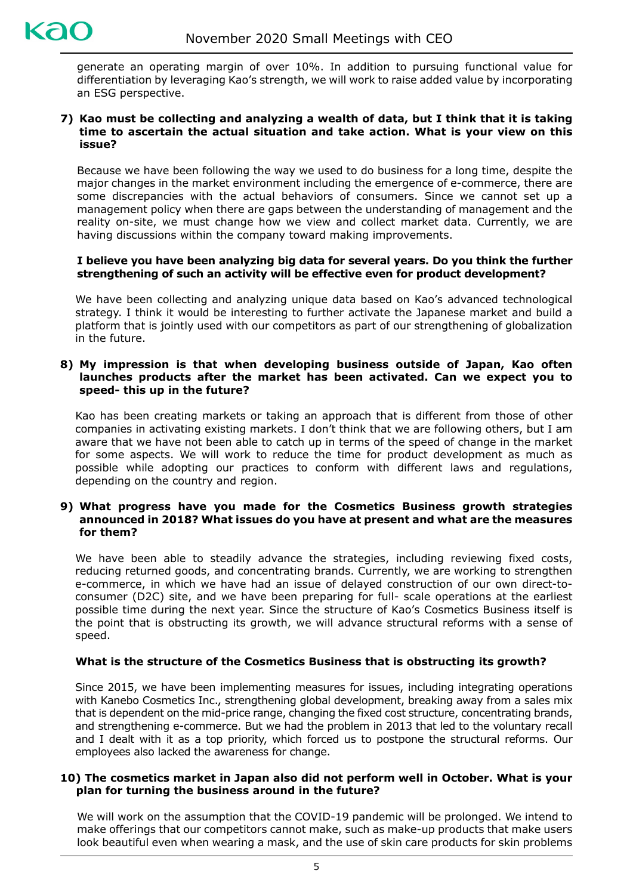generate an operating margin of over 10%. In addition to pursuing functional value for differentiation by leveraging Kao's strength, we will work to raise added value by incorporating an ESG perspective.

**7) Kao must be collecting and analyzing a wealth of data, but I think that it is taking time to ascertain the actual situation and take action. What is your view on this issue?**

Because we have been following the way we used to do business for a long time, despite the major changes in the market environment including the emergence of e-commerce, there are some discrepancies with the actual behaviors of consumers. Since we cannot set up a management policy when there are gaps between the understanding of management and the reality on-site, we must change how we view and collect market data. Currently, we are having discussions within the company toward making improvements.

**I believe you have been analyzing big data for several years. Do you think the further strengthening of such an activity will be effective even for product development?**

We have been collecting and analyzing unique data based on Kao's advanced technological strategy. I think it would be interesting to further activate the Japanese market and build a platform that is jointly used with our competitors as part of our strengthening of globalization in the future.

**8) My impression is that when developing business outside of Japan, Kao often launches products after the market has been activated. Can we expect you to speed- this up in the future?**

Kao has been creating markets or taking an approach that is different from those of other companies in activating existing markets. I don't think that we are following others, but I am aware that we have not been able to catch up in terms of the speed of change in the market for some aspects. We will work to reduce the time for product development as much as possible while adopting our practices to conform with different laws and regulations, depending on the country and region.

**9) What progress have you made for the Cosmetics Business growth strategies announced in 2018? What issues do you have at present and what are the measures for them?**

We have been able to steadily advance the strategies, including reviewing fixed costs, reducing returned goods, and concentrating brands. Currently, we are working to strengthen e-commerce, in which we have had an issue of delayed construction of our own direct-to-consumer (D2C) site, and we have been preparing for full- scale operations at the earliest possible time during the next year. Since the structure of Kao's Cosmetics Business itself is the point that is obstructing its growth, we will advance structural reforms with a sense of speed.

**What is the structure of the Cosmetics Business that is obstructing its growth?**

Since 2015, we have been implementing measures for issues, including integrating operations with Kanebo Cosmetics Inc., strengthening global development, breaking away from a sales mix that is dependent on the mid-price range, changing the fixed cost structure, concentrating brands, and strengthening e-commerce. But we had the problem in 2013 that led to the voluntary recall and I dealt with it as a top priority, which forced us to postpone the structural reforms. Our employees also lacked the awareness for change.

**10) The cosmetics market in Japan also did not perform well in October. What is your plan for turning the business around in the future?**

We will work on the assumption that the COVID-19 pandemic will be prolonged. We intend to make offerings that our competitors cannot make, such as make-up products that make users look beautiful even when wearing a mask, and the use of skin care products for skin problems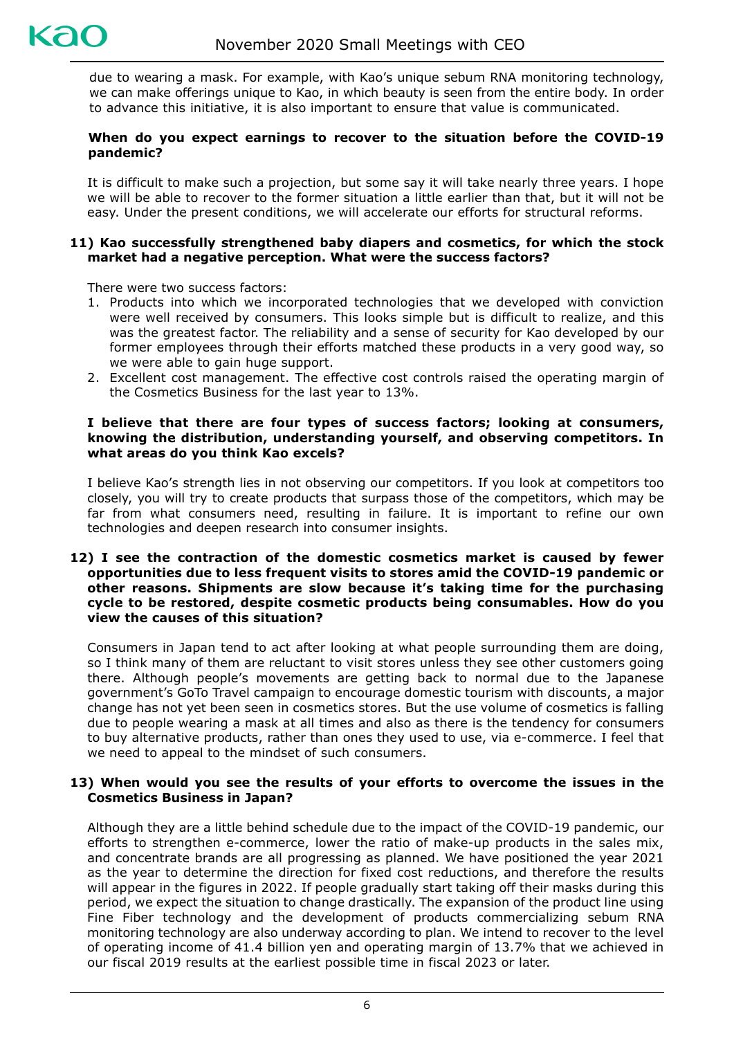due to wearing a mask. For example, with Kao's unique sebum RNA monitoring technology, we can make offerings unique to Kao, in which beauty is seen from the entire body. In order to advance this initiative, it is also important to ensure that value is communicated.

**When do you expect earnings to recover to the situation before the COVID-19 pandemic?**

It is difficult to make such a projection, but some say it will take nearly three years. I hope we will be able to recover to the former situation a little earlier than that, but it will not be easy. Under the present conditions, we will accelerate our efforts for structural reforms.

**11) Kao successfully strengthened baby diapers and cosmetics, for which the stock market had a negative perception. What were the success factors?**

There were two success factors:

1. Products into which we incorporated technologies that we developed with conviction were well received by consumers. This looks simple but is difficult to realize, and this was the greatest factor. The reliability and a sense of security for Kao developed by our former employees through their efforts matched these products in a very good way, so we were able to gain huge support.
2. Excellent cost management. The effective cost controls raised the operating margin of the Cosmetics Business for the last year to 13%.

**I believe that there are four types of success factors; looking at consumers, knowing the distribution, understanding yourself, and observing competitors. In what areas do you think Kao excels?**

I believe Kao's strength lies in not observing our competitors. If you look at competitors too closely, you will try to create products that surpass those of the competitors, which may be far from what consumers need, resulting in failure. It is important to refine our own technologies and deepen research into consumer insights.

**12) I see the contraction of the domestic cosmetics market is caused by fewer opportunities due to less frequent visits to stores amid the COVID-19 pandemic or other reasons. Shipments are slow because it's taking time for the purchasing cycle to be restored, despite cosmetic products being consumables. How do you view the causes of this situation?**

Consumers in Japan tend to act after looking at what people surrounding them are doing, so I think many of them are reluctant to visit stores unless they see other customers going there. Although people's movements are getting back to normal due to the Japanese government's GoTo Travel campaign to encourage domestic tourism with discounts, a major change has not yet been seen in cosmetics stores. But the use volume of cosmetics is falling due to people wearing a mask at all times and also as there is the tendency for consumers to buy alternative products, rather than ones they used to use, via e-commerce. I feel that we need to appeal to the mindset of such consumers.

**13) When would you see the results of your efforts to overcome the issues in the Cosmetics Business in Japan?**

Although they are a little behind schedule due to the impact of the COVID-19 pandemic, our efforts to strengthen e-commerce, lower the ratio of make-up products in the sales mix, and concentrate brands are all progressing as planned. We have positioned the year 2021 as the year to determine the direction for fixed cost reductions, and therefore the results will appear in the figures in 2022. If people gradually start taking off their masks during this period, we expect the situation to change drastically. The expansion of the product line using Fine Fiber technology and the development of products commercializing sebum RNA monitoring technology are also underway according to plan. We intend to recover to the level of operating income of 41.4 billion yen and operating margin of 13.7% that we achieved in our fiscal 2019 results at the earliest possible time in fiscal 2023 or later.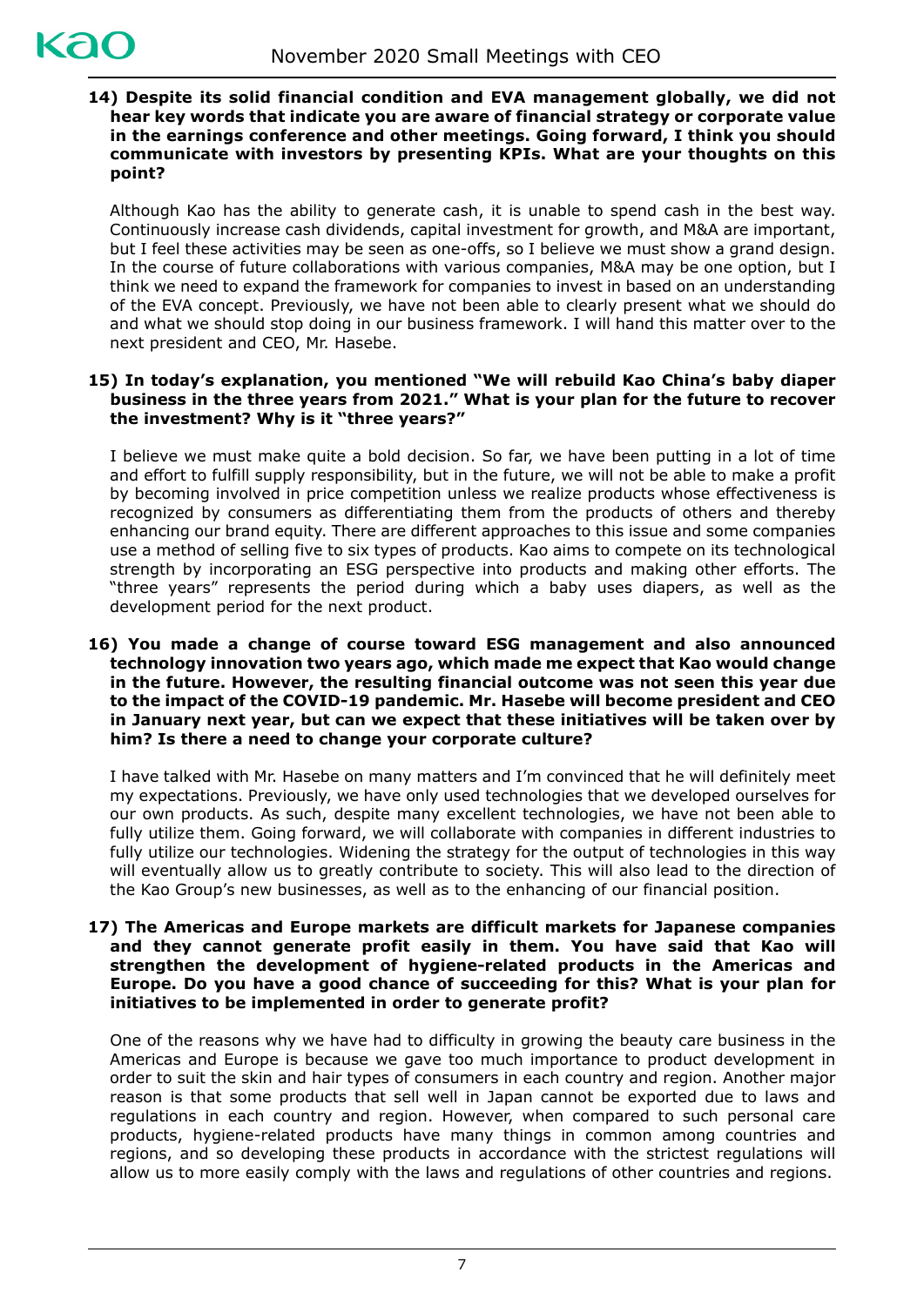**14) Despite its solid financial condition and EVA management globally, we did not hear key words that indicate you are aware of financial strategy or corporate value in the earnings conference and other meetings. Going forward, I think you should communicate with investors by presenting KPIs. What are your thoughts on this point?**

Although Kao has the ability to generate cash, it is unable to spend cash in the best way. Continuously increase cash dividends, capital investment for growth, and M&A are important, but I feel these activities may be seen as one-offs, so I believe we must show a grand design. In the course of future collaborations with various companies, M&A may be one option, but I think we need to expand the framework for companies to invest in based on an understanding of the EVA concept. Previously, we have not been able to clearly present what we should do and what we should stop doing in our business framework. I will hand this matter over to the next president and CEO, Mr. Hasebe.

**15) In today's explanation, you mentioned "We will rebuild Kao China's baby diaper business in the three years from 2021." What is your plan for the future to recover the investment? Why is it "three years?"**

I believe we must make quite a bold decision. So far, we have been putting in a lot of time and effort to fulfill supply responsibility, but in the future, we will not be able to make a profit by becoming involved in price competition unless we realize products whose effectiveness is recognized by consumers as differentiating them from the products of others and thereby enhancing our brand equity. There are different approaches to this issue and some companies use a method of selling five to six types of products. Kao aims to compete on its technological strength by incorporating an ESG perspective into products and making other efforts. The "three years" represents the period during which a baby uses diapers, as well as the development period for the next product.

**16) You made a change of course toward ESG management and also announced technology innovation two years ago, which made me expect that Kao would change in the future. However, the resulting financial outcome was not seen this year due to the impact of the COVID-19 pandemic. Mr. Hasebe will become president and CEO in January next year, but can we expect that these initiatives will be taken over by him? Is there a need to change your corporate culture?**

I have talked with Mr. Hasebe on many matters and I'm convinced that he will definitely meet my expectations. Previously, we have only used technologies that we developed ourselves for our own products. As such, despite many excellent technologies, we have not been able to fully utilize them. Going forward, we will collaborate with companies in different industries to fully utilize our technologies. Widening the strategy for the output of technologies in this way will eventually allow us to greatly contribute to society. This will also lead to the direction of the Kao Group's new businesses, as well as to the enhancing of our financial position.

**17) The Americas and Europe markets are difficult markets for Japanese companies and they cannot generate profit easily in them. You have said that Kao will strengthen the development of hygiene-related products in the Americas and Europe. Do you have a good chance of succeeding for this? What is your plan for initiatives to be implemented in order to generate profit?**

One of the reasons why we have had to difficulty in growing the beauty care business in the Americas and Europe is because we gave too much importance to product development in order to suit the skin and hair types of consumers in each country and region. Another major reason is that some products that sell well in Japan cannot be exported due to laws and regulations in each country and region. However, when compared to such personal care products, hygiene-related products have many things in common among countries and regions, and so developing these products in accordance with the strictest regulations will allow us to more easily comply with the laws and regulations of other countries and regions.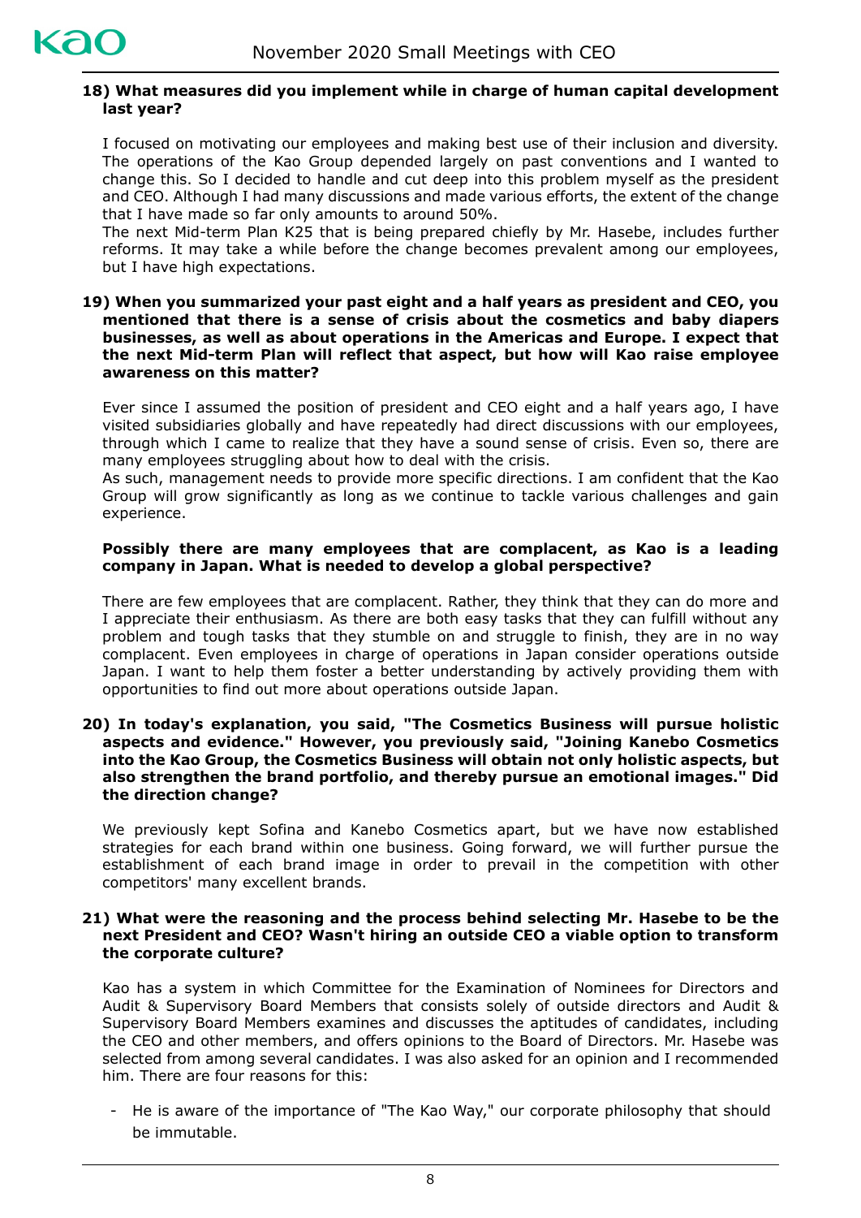**18) What measures did you implement while in charge of human capital development last year?**

I focused on motivating our employees and making best use of their inclusion and diversity. The operations of the Kao Group depended largely on past conventions and I wanted to change this. So I decided to handle and cut deep into this problem myself as the president and CEO. Although I had many discussions and made various efforts, the extent of the change that I have made so far only amounts to around 50%.

The next Mid-term Plan K25 that is being prepared chiefly by Mr. Hasebe, includes further reforms. It may take a while before the change becomes prevalent among our employees, but I have high expectations.

**19) When you summarized your past eight and a half years as president and CEO, you mentioned that there is a sense of crisis about the cosmetics and baby diapers businesses, as well as about operations in the Americas and Europe. I expect that the next Mid-term Plan will reflect that aspect, but how will Kao raise employee awareness on this matter?**

Ever since I assumed the position of president and CEO eight and a half years ago, I have visited subsidiaries globally and have repeatedly had direct discussions with our employees, through which I came to realize that they have a sound sense of crisis. Even so, there are many employees struggling about how to deal with the crisis.

As such, management needs to provide more specific directions. I am confident that the Kao Group will grow significantly as long as we continue to tackle various challenges and gain experience.

**Possibly there are many employees that are complacent, as Kao is a leading company in Japan. What is needed to develop a global perspective?**

There are few employees that are complacent. Rather, they think that they can do more and I appreciate their enthusiasm. As there are both easy tasks that they can fulfill without any problem and tough tasks that they stumble on and struggle to finish, they are in no way complacent. Even employees in charge of operations in Japan consider operations outside Japan. I want to help them foster a better understanding by actively providing them with opportunities to find out more about operations outside Japan.

**20) In today's explanation, you said, "The Cosmetics Business will pursue holistic aspects and evidence." However, you previously said, "Joining Kanebo Cosmetics into the Kao Group, the Cosmetics Business will obtain not only holistic aspects, but also strengthen the brand portfolio, and thereby pursue an emotional images." Did the direction change?**

We previously kept Sofina and Kanebo Cosmetics apart, but we have now established strategies for each brand within one business. Going forward, we will further pursue the establishment of each brand image in order to prevail in the competition with other competitors' many excellent brands.

**21) What were the reasoning and the process behind selecting Mr. Hasebe to be the next President and CEO? Wasn't hiring an outside CEO a viable option to transform the corporate culture?**

Kao has a system in which Committee for the Examination of Nominees for Directors and Audit & Supervisory Board Members that consists solely of outside directors and Audit & Supervisory Board Members examines and discusses the aptitudes of candidates, including the CEO and other members, and offers opinions to the Board of Directors. Mr. Hasebe was selected from among several candidates. I was also asked for an opinion and I recommended him. There are four reasons for this:

- He is aware of the importance of "The Kao Way," our corporate philosophy that should be immutable.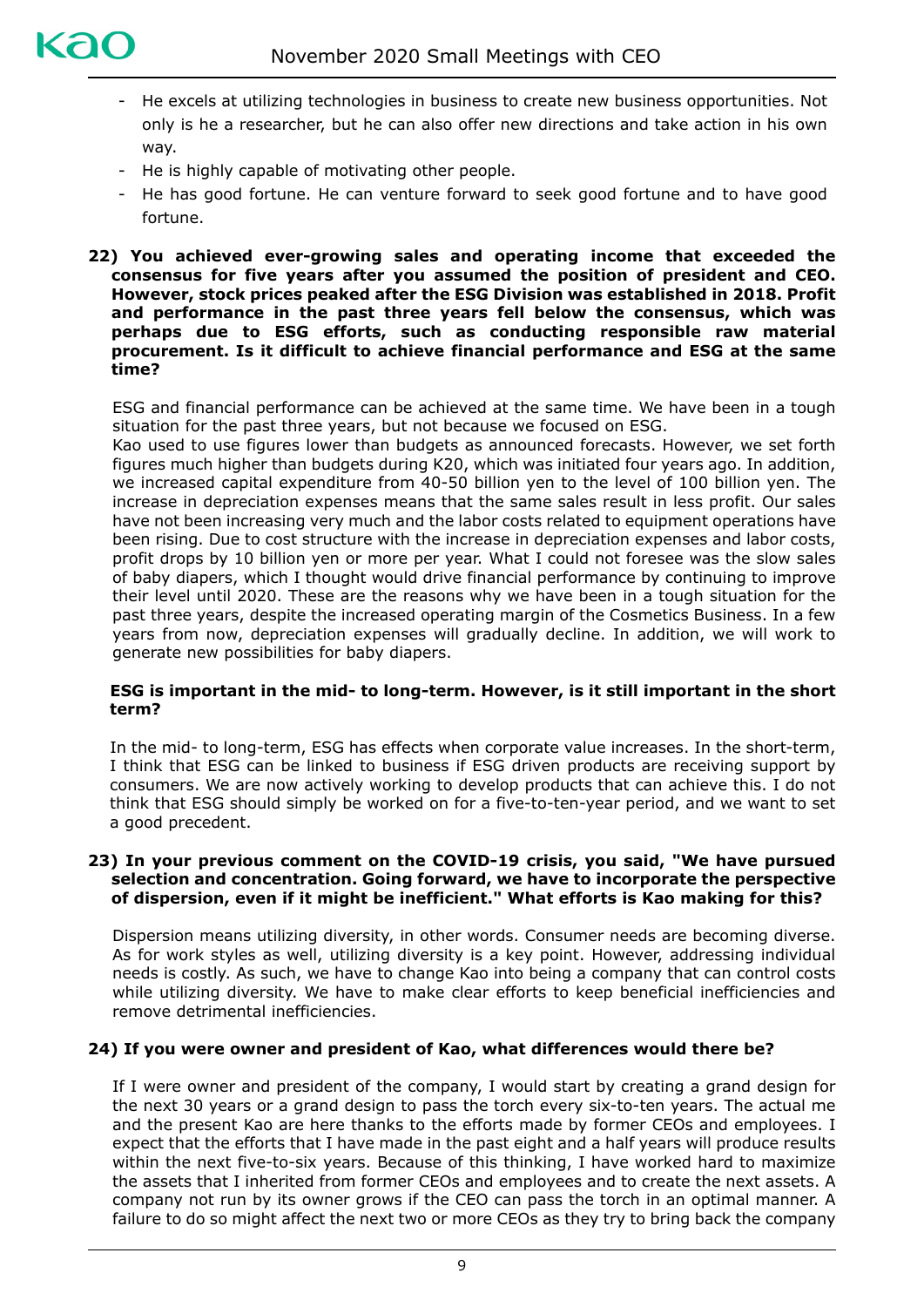- He excels at utilizing technologies in business to create new business opportunities. Not only is he a researcher, but he can also offer new directions and take action in his own way.
- He is highly capable of motivating other people.
- He has good fortune. He can venture forward to seek good fortune and to have good fortune.

**22) You achieved ever-growing sales and operating income that exceeded the consensus for five years after you assumed the position of president and CEO. However, stock prices peaked after the ESG Division was established in 2018. Profit and performance in the past three years fell below the consensus, which was perhaps due to ESG efforts, such as conducting responsible raw material procurement. Is it difficult to achieve financial performance and ESG at the same time?**

ESG and financial performance can be achieved at the same time. We have been in a tough situation for the past three years, but not because we focused on ESG.
Kao used to use figures lower than budgets as announced forecasts. However, we set forth figures much higher than budgets during K20, which was initiated four years ago. In addition, we increased capital expenditure from 40-50 billion yen to the level of 100 billion yen. The increase in depreciation expenses means that the same sales result in less profit. Our sales have not been increasing very much and the labor costs related to equipment operations have been rising. Due to cost structure with the increase in depreciation expenses and labor costs, profit drops by 10 billion yen or more per year. What I could not foresee was the slow sales of baby diapers, which I thought would drive financial performance by continuing to improve their level until 2020. These are the reasons why we have been in a tough situation for the past three years, despite the increased operating margin of the Cosmetics Business. In a few years from now, depreciation expenses will gradually decline. In addition, we will work to generate new possibilities for baby diapers.

**ESG is important in the mid- to long-term. However, is it still important in the short term?**

In the mid- to long-term, ESG has effects when corporate value increases. In the short-term, I think that ESG can be linked to business if ESG driven products are receiving support by consumers. We are now actively working to develop products that can achieve this. I do not think that ESG should simply be worked on for a five-to-ten-year period, and we want to set a good precedent.

**23) In your previous comment on the COVID-19 crisis, you said, "We have pursued selection and concentration. Going forward, we have to incorporate the perspective of dispersion, even if it might be inefficient." What efforts is Kao making for this?**

Dispersion means utilizing diversity, in other words. Consumer needs are becoming diverse. As for work styles as well, utilizing diversity is a key point. However, addressing individual needs is costly. As such, we have to change Kao into being a company that can control costs while utilizing diversity. We have to make clear efforts to keep beneficial inefficiencies and remove detrimental inefficiencies.

**24) If you were owner and president of Kao, what differences would there be?**

If I were owner and president of the company, I would start by creating a grand design for the next 30 years or a grand design to pass the torch every six-to-ten years. The actual me and the present Kao are here thanks to the efforts made by former CEOs and employees. I expect that the efforts that I have made in the past eight and a half years will produce results within the next five-to-six years. Because of this thinking, I have worked hard to maximize the assets that I inherited from former CEOs and employees and to create the next assets. A company not run by its owner grows if the CEO can pass the torch in an optimal manner. A failure to do so might affect the next two or more CEOs as they try to bring back the company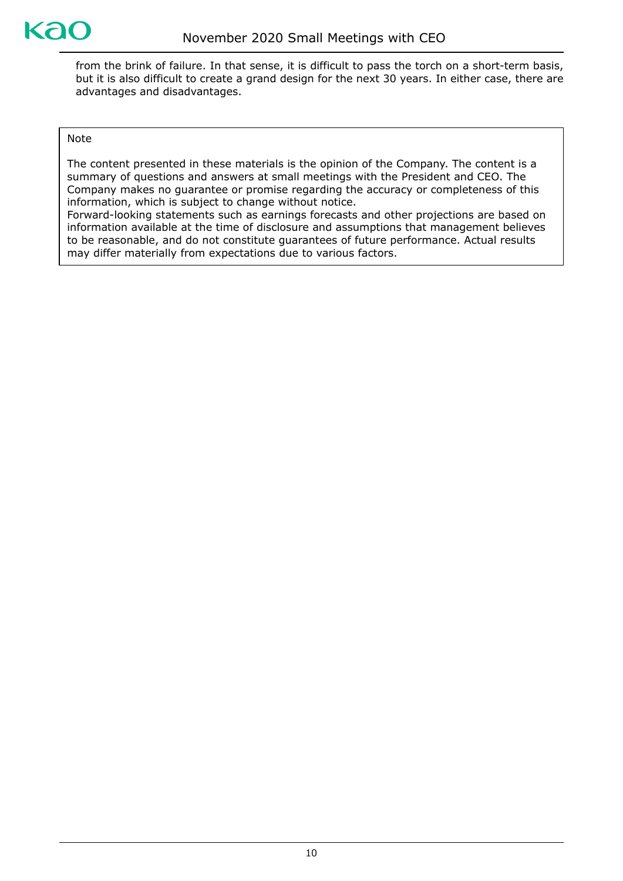from the brink of failure. In that sense, it is difficult to pass the torch on a short-term basis, but it is also difficult to create a grand design for the next 30 years. In either case, there are advantages and disadvantages.

Note

The content presented in these materials is the opinion of the Company. The content is a summary of questions and answers at small meetings with the President and CEO. The Company makes no guarantee or promise regarding the accuracy or completeness of this information, which is subject to change without notice.
Forward-looking statements such as earnings forecasts and other projections are based on information available at the time of disclosure and assumptions that management believes to be reasonable, and do not constitute guarantees of future performance. Actual results may differ materially from expectations due to various factors.